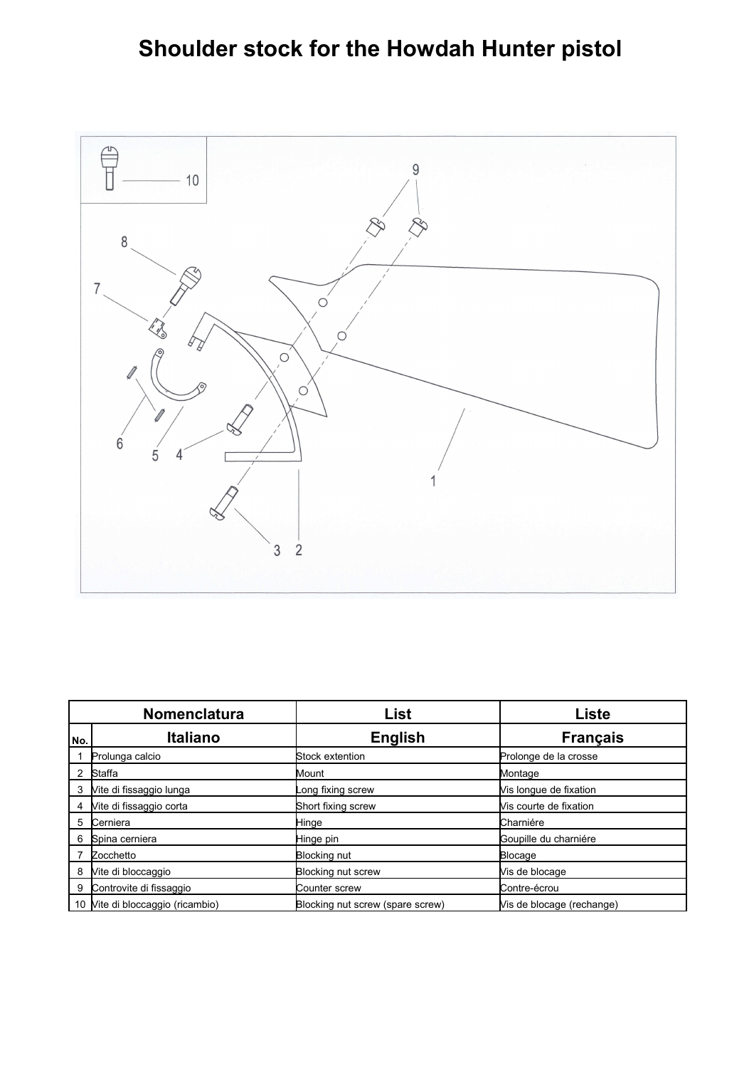# Shoulder stock for the Howdah Hunter pistol

| No. | Nomenclatura<br>Italiano | List<br>English | Liste<br>Français |
|---|---|---|---|
| 1 | Prolunga calcio | Stock extention | Prolonge de la crosse |
| 2 | Staffa | Mount | Montage |
| 3 | Vite di fissaggio lunga | Long fixing screw | Vis longue de fixation |
| 4 | Vite di fissaggio corta | Short fixing screw | Vis courte de fixation |
| 5 | Cerniera | Hinge | Charniére |
| 6 | Spina cerniera | Hinge pin | Goupille du charniére |
| 7 | Zocchetto | Blocking nut | Blocage |
| 8 | Vite di bloccaggio | Blocking nut screw | Vis de blocage |
| 9 | Controvite di fissaggio | Counter screw | Contre-écrou |
| 10 | Vite di bloccaggio (ricambio) | Blocking nut screw (spare screw) | Vis de blocage (rechange) |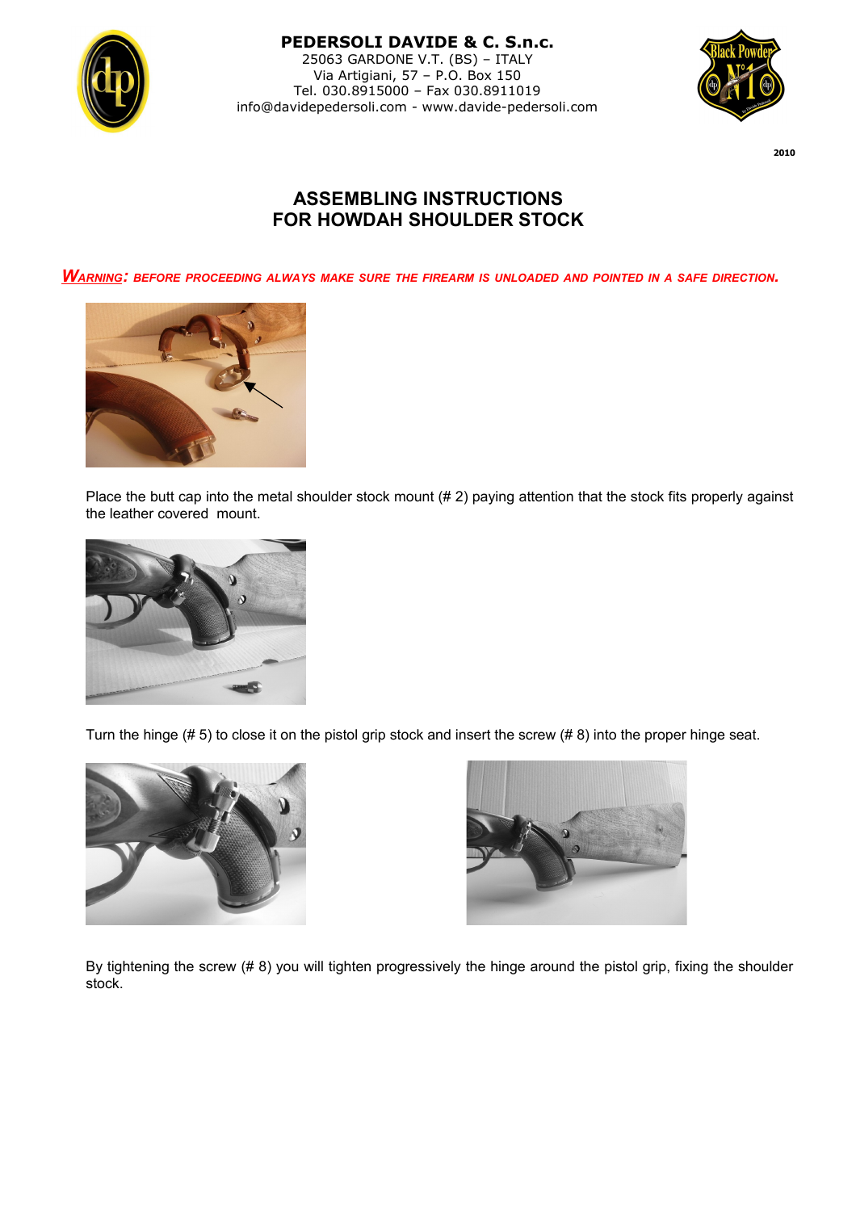PEDERSOLI DAVIDE & C. S.n.c.
25063 GARDONE V.T. (BS) – ITALY
Via Artigiani, 57 – P.O. Box 150
Tel. 030.8915000 – Fax 030.8911019
info@davidepedersoli.com - www.davide-pedersoli.com

2010

# ASSEMBLING INSTRUCTIONS FOR HOWDAH SHOULDER STOCK

***WARNING*: BEFORE PROCEEDING ALWAYS MAKE SURE THE FIREARM IS UNLOADED AND POINTED IN A SAFE DIRECTION.**

Place the butt cap into the metal shoulder stock mount (# 2) paying attention that the stock fits properly against the leather covered mount.

Turn the hinge (# 5) to close it on the pistol grip stock and insert the screw (# 8) into the proper hinge seat.

By tightening the screw (# 8) you will tighten progressively the hinge around the pistol grip, fixing the shoulder stock.